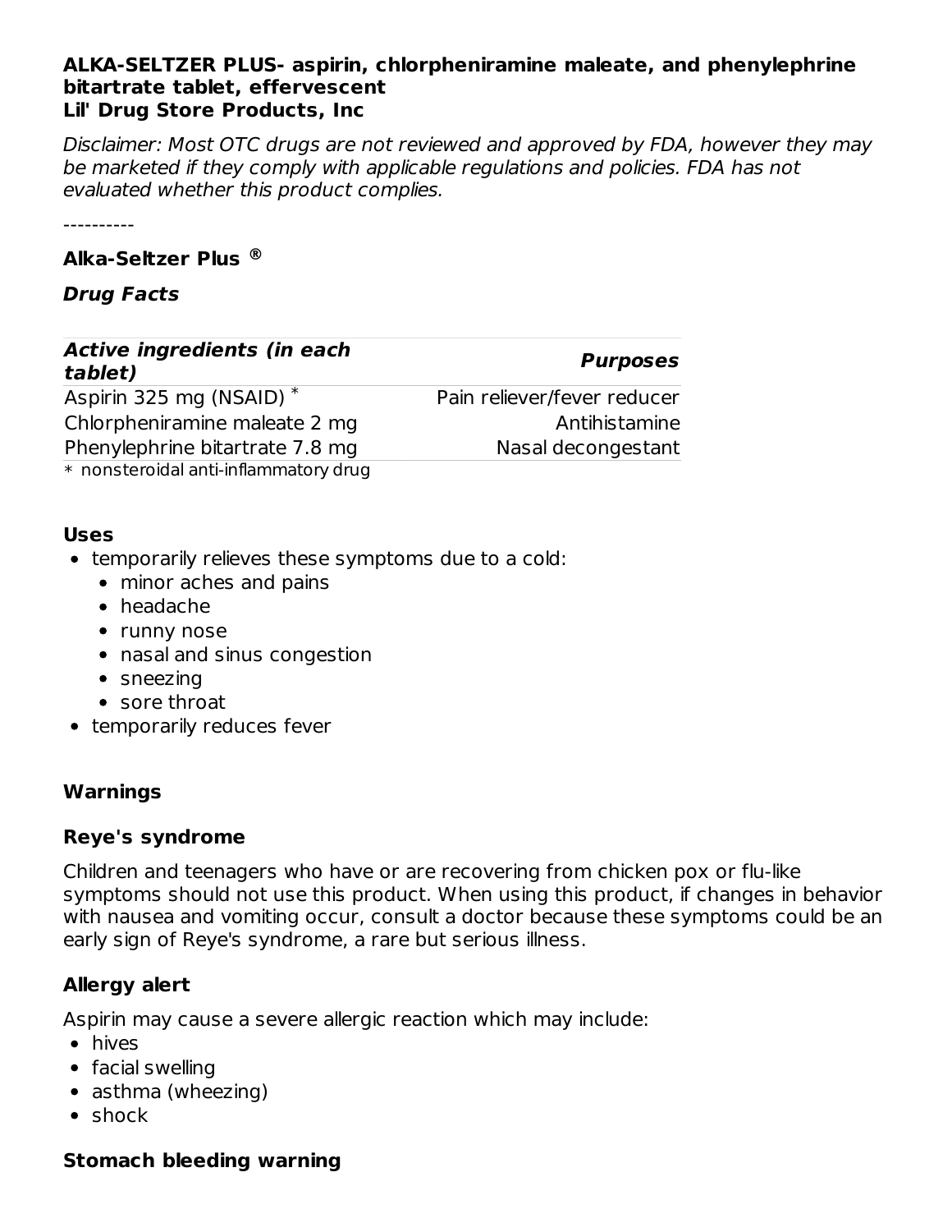**ALKA-SELTZER PLUS- aspirin, chlorpheniramine maleate, and phenylephrine bitartrate tablet, effervescent**
**Lil' Drug Store Products, Inc**

*Disclaimer: Most OTC drugs are not reviewed and approved by FDA, however they may be marketed if they comply with applicable regulations and policies. FDA has not evaluated whether this product complies.*

----------

**Alka-Seltzer Plus ®**

***Drug Facts***

| ***Active ingredients (in each tablet)*** | ***Purposes*** |
| --- | --- |
| Aspirin 325 mg (NSAID) * | Pain reliever/fever reducer |
| Chlorpheniramine maleate 2 mg | Antihistamine |
| Phenylephrine bitartrate 7.8 mg | Nasal decongestant |

* nonsteroidal anti-inflammatory drug

**Uses**

- temporarily relieves these symptoms due to a cold:
  - minor aches and pains
  - headache
  - runny nose
  - nasal and sinus congestion
  - sneezing
  - sore throat
- temporarily reduces fever

**Warnings**

**Reye's syndrome**

Children and teenagers who have or are recovering from chicken pox or flu-like symptoms should not use this product. When using this product, if changes in behavior with nausea and vomiting occur, consult a doctor because these symptoms could be an early sign of Reye's syndrome, a rare but serious illness.

**Allergy alert**

Aspirin may cause a severe allergic reaction which may include:

- hives
- facial swelling
- asthma (wheezing)
- shock

**Stomach bleeding warning**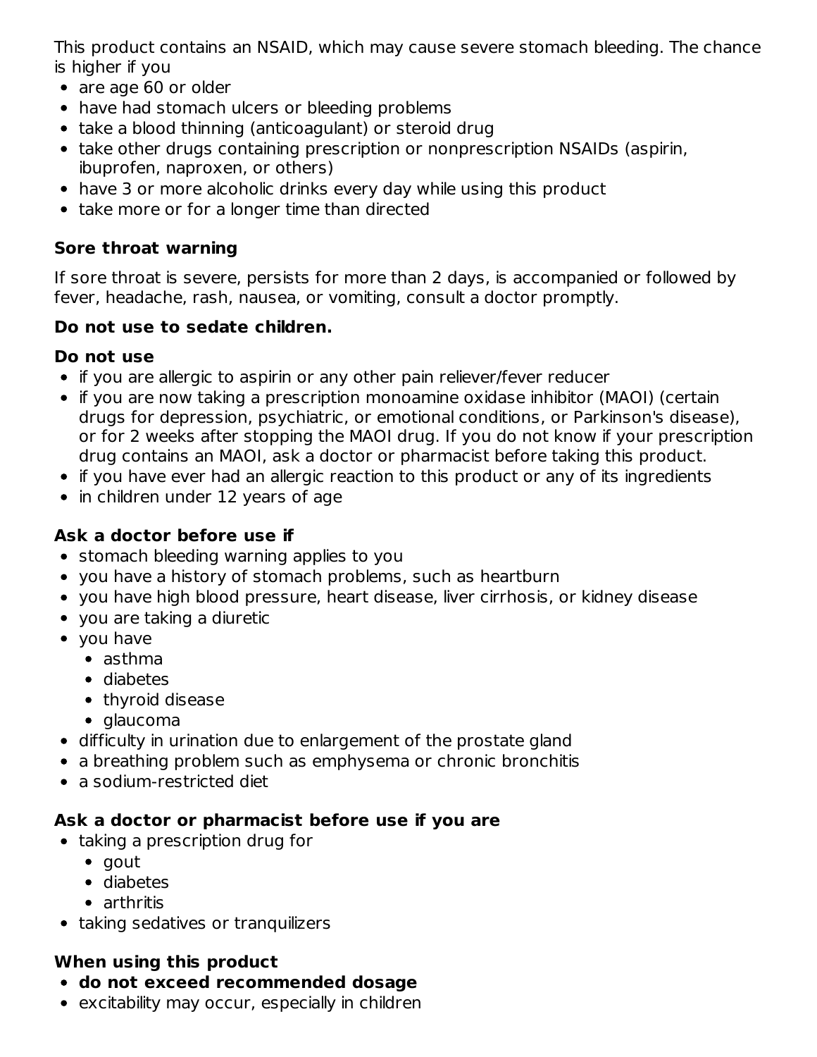This product contains an NSAID, which may cause severe stomach bleeding. The chance is higher if you

- are age 60 or older
- have had stomach ulcers or bleeding problems
- take a blood thinning (anticoagulant) or steroid drug
- take other drugs containing prescription or nonprescription NSAIDs (aspirin, ibuprofen, naproxen, or others)
- have 3 or more alcoholic drinks every day while using this product
- take more or for a longer time than directed

**Sore throat warning**

If sore throat is severe, persists for more than 2 days, is accompanied or followed by fever, headache, rash, nausea, or vomiting, consult a doctor promptly.

**Do not use to sedate children.**

**Do not use**

- if you are allergic to aspirin or any other pain reliever/fever reducer
- if you are now taking a prescription monoamine oxidase inhibitor (MAOI) (certain drugs for depression, psychiatric, or emotional conditions, or Parkinson's disease), or for 2 weeks after stopping the MAOI drug. If you do not know if your prescription drug contains an MAOI, ask a doctor or pharmacist before taking this product.
- if you have ever had an allergic reaction to this product or any of its ingredients
- in children under 12 years of age

**Ask a doctor before use if**

- stomach bleeding warning applies to you
- you have a history of stomach problems, such as heartburn
- you have high blood pressure, heart disease, liver cirrhosis, or kidney disease
- you are taking a diuretic
- you have
  - asthma
  - diabetes
  - thyroid disease
  - glaucoma
- difficulty in urination due to enlargement of the prostate gland
- a breathing problem such as emphysema or chronic bronchitis
- a sodium-restricted diet

**Ask a doctor or pharmacist before use if you are**

- taking a prescription drug for
  - gout
  - diabetes
  - arthritis
- taking sedatives or tranquilizers

**When using this product**

- **do not exceed recommended dosage**
- excitability may occur, especially in children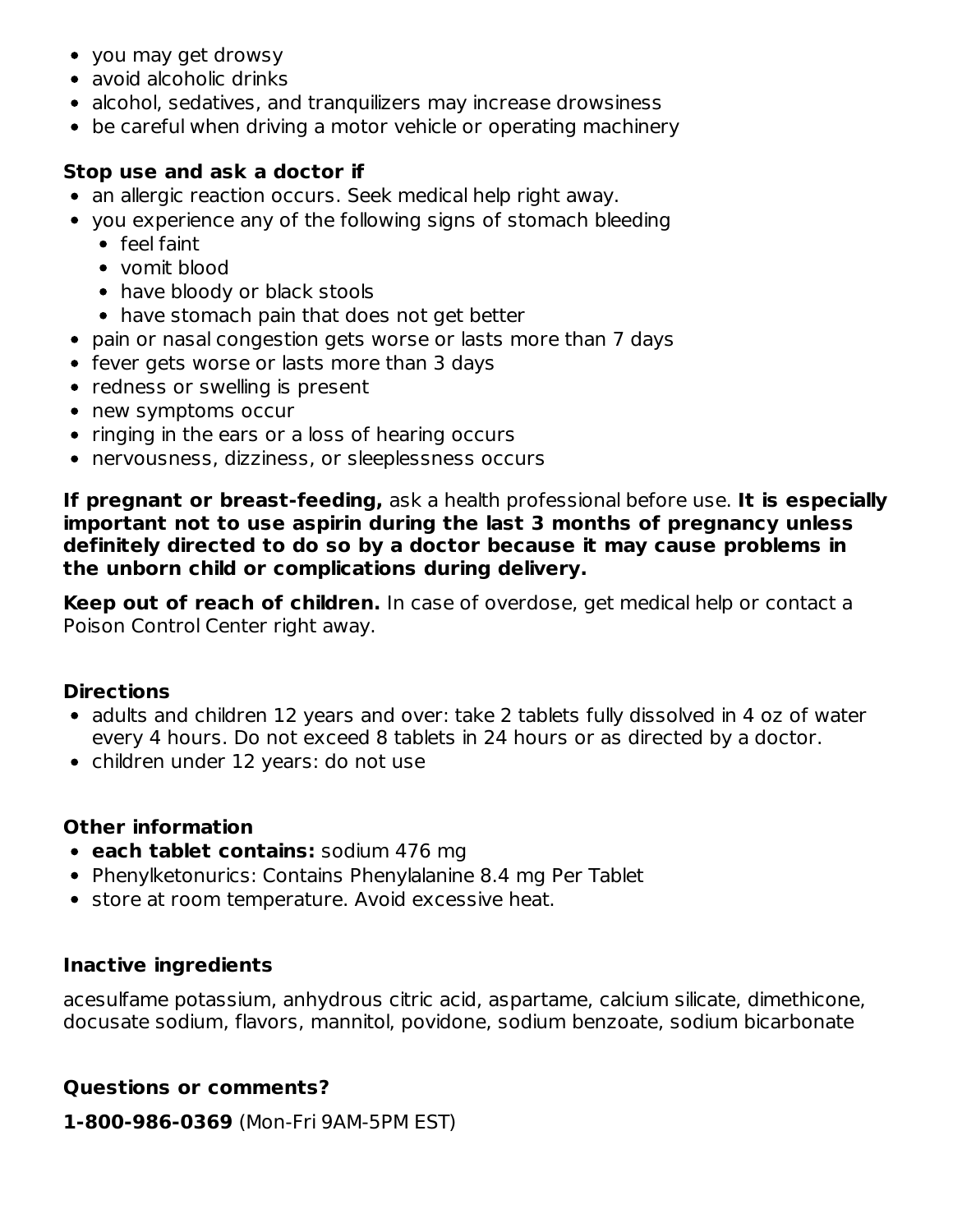- you may get drowsy
- avoid alcoholic drinks
- alcohol, sedatives, and tranquilizers may increase drowsiness
- be careful when driving a motor vehicle or operating machinery

**Stop use and ask a doctor if**

- an allergic reaction occurs. Seek medical help right away.
- you experience any of the following signs of stomach bleeding
  - feel faint
  - vomit blood
  - have bloody or black stools
  - have stomach pain that does not get better
- pain or nasal congestion gets worse or lasts more than 7 days
- fever gets worse or lasts more than 3 days
- redness or swelling is present
- new symptoms occur
- ringing in the ears or a loss of hearing occurs
- nervousness, dizziness, or sleeplessness occurs

**If pregnant or breast-feeding,** ask a health professional before use. **It is especially important not to use aspirin during the last 3 months of pregnancy unless definitely directed to do so by a doctor because it may cause problems in the unborn child or complications during delivery.**

**Keep out of reach of children.** In case of overdose, get medical help or contact a Poison Control Center right away.

### Directions

- adults and children 12 years and over: take 2 tablets fully dissolved in 4 oz of water every 4 hours. Do not exceed 8 tablets in 24 hours or as directed by a doctor.
- children under 12 years: do not use

### Other information

- **each tablet contains:** sodium 476 mg
- Phenylketonurics: Contains Phenylalanine 8.4 mg Per Tablet
- store at room temperature. Avoid excessive heat.

### Inactive ingredients

acesulfame potassium, anhydrous citric acid, aspartame, calcium silicate, dimethicone, docusate sodium, flavors, mannitol, povidone, sodium benzoate, sodium bicarbonate

### Questions or comments?

**1-800-986-0369** (Mon-Fri 9AM-5PM EST)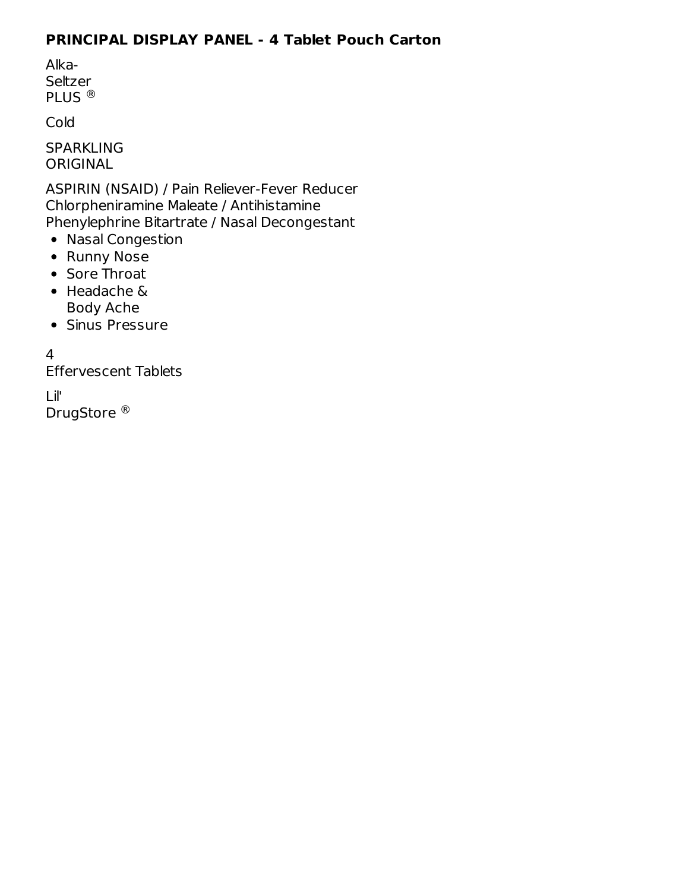## PRINCIPAL DISPLAY PANEL - 4 Tablet Pouch Carton

Alka-
Seltzer
PLUS ®

Cold

SPARKLING
ORIGINAL

ASPIRIN (NSAID) / Pain Reliever-Fever Reducer
Chlorpheniramine Maleate / Antihistamine
Phenylephrine Bitartrate / Nasal Decongestant

- Nasal Congestion
- Runny Nose
- Sore Throat
- Headache & Body Ache
- Sinus Pressure

4
Effervescent Tablets

Lil'
DrugStore ®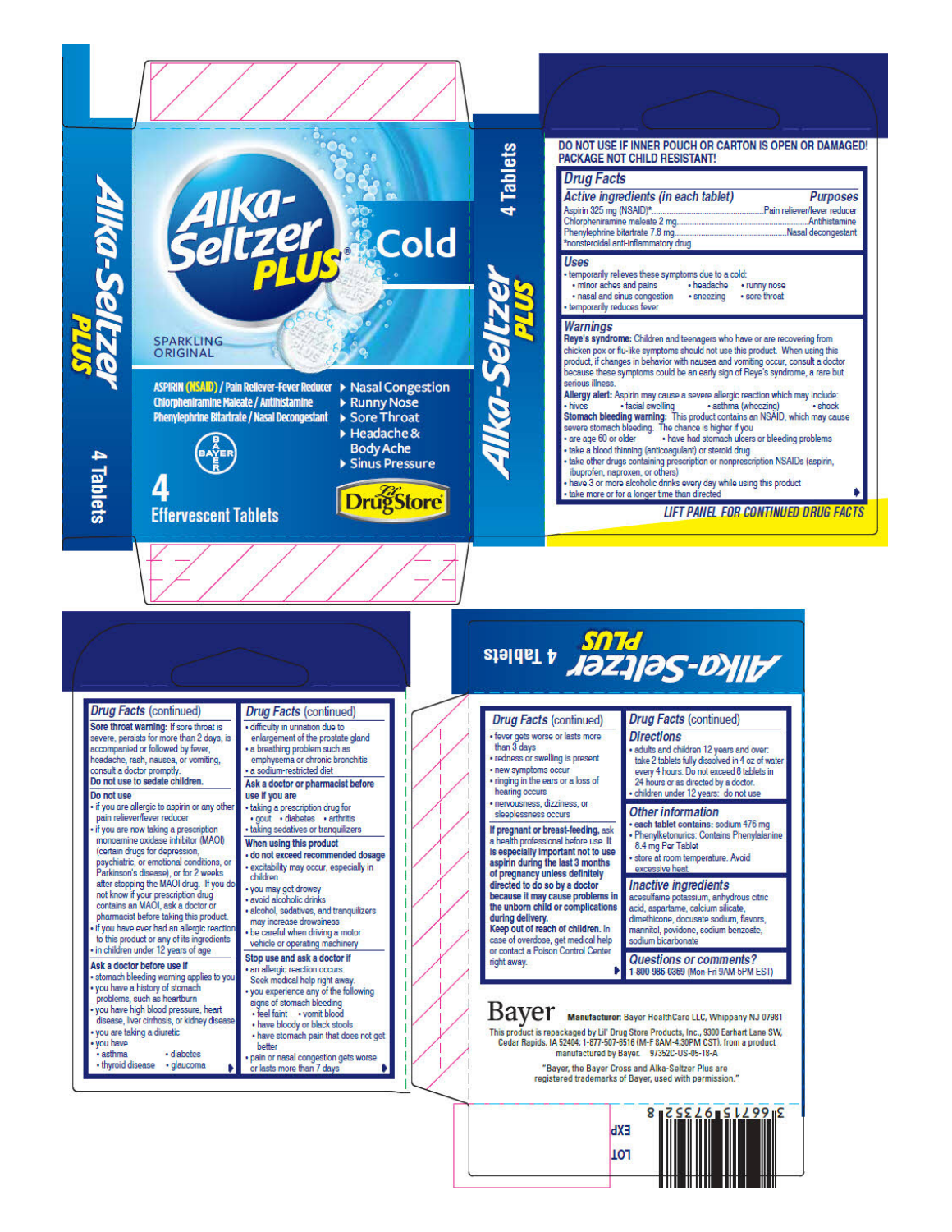# Alka-Seltzer PLUS

## Cold

SPARKLING ORIGINAL

**ASPIRIN (NSAID) / Pain Reliever-Fever Reducer**
**Chlorpheniramine Maleate / Antihistamine**
**Phenylephrine Bitartrate / Nasal Decongestant**

- Nasal Congestion
- Runny Nose
- Sore Throat
- Headache & Body Ache
- Sinus Pressure

BAYER

**4 Effervescent Tablets**

Lil' DrugStore

Alka-Seltzer PLUS 4 Tablets

**DO NOT USE IF INNER POUCH OR CARTON IS OPEN OR DAMAGED!**
**PACKAGE NOT CHILD RESISTANT!**

## Drug Facts

| *Active ingredients (in each tablet)* | *Purposes* |
|---|---|
| Aspirin 325 mg (NSAID)* | Pain reliever/fever reducer |
| Chlorpheniramine maleate 2 mg | Antihistamine |
| Phenylephrine bitartrate 7.8 mg | Nasal decongestant |

*nonsteroidal anti-inflammatory drug

### Uses

- temporarily relieves these symptoms due to a cold:
  - minor aches and pains
  - headache
  - runny nose
  - nasal and sinus congestion
  - sneezing
  - sore throat
- temporarily reduces fever

### Warnings

**Reye's syndrome:** Children and teenagers who have or are recovering from chicken pox or flu-like symptoms should not use this product. When using this product, if changes in behavior with nausea and vomiting occur, consult a doctor because these symptoms could be an early sign of Reye's syndrome, a rare but serious illness.

**Allergy alert:** Aspirin may cause a severe allergic reaction which may include:
- hives
- facial swelling
- asthma (wheezing)
- shock

**Stomach bleeding warning:** This product contains an NSAID, which may cause severe stomach bleeding. The chance is higher if you
- are age 60 or older
- have had stomach ulcers or bleeding problems
- take a blood thinning (anticoagulant) or steroid drug
- take other drugs containing prescription or nonprescription NSAIDs (aspirin, ibuprofen, naproxen, or others)
- have 3 or more alcoholic drinks every day while using this product
- take more or for a longer time than directed

*LIFT PANEL FOR CONTINUED DRUG FACTS*

## Drug Facts (continued)

**Sore throat warning:** If sore throat is severe, persists for more than 2 days, is accompanied or followed by fever, headache, rash, nausea, or vomiting, consult a doctor promptly.

**Do not use to sedate children.**

**Do not use**
- if you are allergic to aspirin or any other pain reliever/fever reducer
- if you are now taking a prescription monoamine oxidase inhibitor (MAOI) (certain drugs for depression, psychiatric, or emotional conditions, or Parkinson's disease), or for 2 weeks after stopping the MAOI drug. If you do not know if your prescription drug contains an MAOI, ask a doctor or pharmacist before taking this product.
- if you have ever had an allergic reaction to this product or any of its ingredients
- in children under 12 years of age

**Ask a doctor before use if**
- stomach bleeding warning applies to you
- you have a history of stomach problems, such as heartburn
- you have high blood pressure, heart disease, liver cirrhosis, or kidney disease
- you are taking a diuretic
- you have
  - asthma
  - diabetes
  - thyroid disease
  - glaucoma
- difficulty in urination due to enlargement of the prostate gland
- a breathing problem such as emphysema or chronic bronchitis
- a sodium-restricted diet

**Ask a doctor or pharmacist before use if you are**
- taking a prescription drug for
  - gout
  - diabetes
  - arthritis
- taking sedatives or tranquilizers

**When using this product**
- **do not exceed recommended dosage**
- excitability may occur, especially in children
- you may get drowsy
- avoid alcoholic drinks
- alcohol, sedatives, and tranquilizers may increase drowsiness
- be careful when driving a motor vehicle or operating machinery

**Stop use and ask a doctor if**
- an allergic reaction occurs. Seek medical help right away.
- you experience any of the following signs of stomach bleeding
  - feel faint
  - vomit blood
  - have bloody or black stools
  - have stomach pain that does not get better
- pain or nasal congestion gets worse or lasts more than 7 days
- fever gets worse or lasts more than 3 days
- redness or swelling is present
- new symptoms occur
- ringing in the ears or a loss of hearing occurs
- nervousness, dizziness, or sleeplessness occurs

**If pregnant or breast-feeding,** ask a health professional before use. **It is especially important not to use aspirin during the last 3 months of pregnancy unless definitely directed to do so by a doctor because it may cause problems in the unborn child or complications during delivery.**

**Keep out of reach of children.** In case of overdose, get medical help or contact a Poison Control Center right away.

### Directions
- adults and children 12 years and over: take 2 tablets fully dissolved in 4 oz of water every 4 hours. Do not exceed 8 tablets in 24 hours or as directed by a doctor.
- children under 12 years: do not use

### Other information
- **each tablet contains:** sodium 476 mg
- Phenylketonurics: Contains Phenylalanine 8.4 mg Per Tablet
- store at room temperature. Avoid excessive heat.

### Inactive ingredients
acesulfame potassium, anhydrous citric acid, aspartame, calcium silicate, dimethicone, docusate sodium, flavors, mannitol, povidone, sodium benzoate, sodium bicarbonate

### Questions or comments?
**1-800-986-0369** (Mon-Fri 9AM-5PM EST)

Bayer **Manufacturer:** Bayer HealthCare LLC, Whippany NJ 07981

This product is repackaged by Lil' Drug Store Products, Inc., 9300 Earhart Lane SW, Cedar Rapids, IA 52404; 1-877-507-6516 (M-F 8AM-4:30PM CST), from a product manufactured by Bayer. 97352C-US-05-18-A

"Bayer, the Bayer Cross and Alka-Seltzer Plus are registered trademarks of Bayer, used with permission."

LOT

EXP

3 66715 97352 8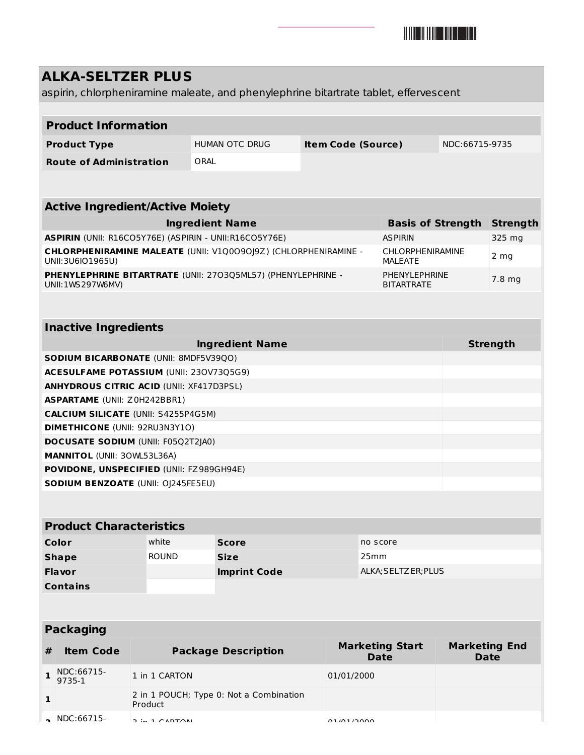# ALKA-SELTZER PLUS

aspirin, chlorpheniramine maleate, and phenylephrine bitartrate tablet, effervescent

## Product Information

| Product Type | HUMAN OTC DRUG | Item Code (Source) | NDC:66715-9735 |
|---|---|---|---|
| Route of Administration | ORAL | | |

## Active Ingredient/Active Moiety

| Ingredient Name | Basis of Strength | Strength |
|---|---|---|
| **ASPIRIN** (UNII: R16CO5Y76E) (ASPIRIN - UNII:R16CO5Y76E) | ASPIRIN | 325 mg |
| **CHLORPHENIRAMINE MALEATE** (UNII: V1Q0O9OJ9Z) (CHLORPHENIRAMINE - UNII:3U6IO1965U) | CHLORPHENIRAMINE MALEATE | 2 mg |
| **PHENYLEPHRINE BITARTRATE** (UNII: 27O3Q5ML57) (PHENYLEPHRINE - UNII:1WS297W6MV) | PHENYLEPHRINE BITARTRATE | 7.8 mg |

## Inactive Ingredients

| Ingredient Name | Strength |
|---|---|
| **SODIUM BICARBONATE** (UNII: 8MDF5V39QO) | |
| **ACESULFAME POTASSIUM** (UNII: 23OV73Q5G9) | |
| **ANHYDROUS CITRIC ACID** (UNII: XF417D3PSL) | |
| **ASPARTAME** (UNII: Z0H242BBR1) | |
| **CALCIUM SILICATE** (UNII: S4255P4G5M) | |
| **DIMETHICONE** (UNII: 92RU3N3Y1O) | |
| **DOCUSATE SODIUM** (UNII: F05Q2T2JA0) | |
| **MANNITOL** (UNII: 3OWL53L36A) | |
| **POVIDONE, UNSPECIFIED** (UNII: FZ989GH94E) | |
| **SODIUM BENZOATE** (UNII: OJ245FE5EU) | |

## Product Characteristics

| Color | white | Score | no score |
|---|---|---|---|
| Shape | ROUND | Size | 25mm |
| Flavor | | Imprint Code | ALKA;SELTZER;PLUS |
| Contains | | | |

## Packaging

| # | Item Code | Package Description | Marketing Start Date | Marketing End Date |
|---|---|---|---|---|
| 1 | NDC:66715-9735-1 | 1 in 1 CARTON | 01/01/2000 | |
| 1 | | 2 in 1 POUCH; Type 0: Not a Combination Product | | |
| 2 | NDC:66715- | 2 in 1 CARTON | 01/01/2000 | |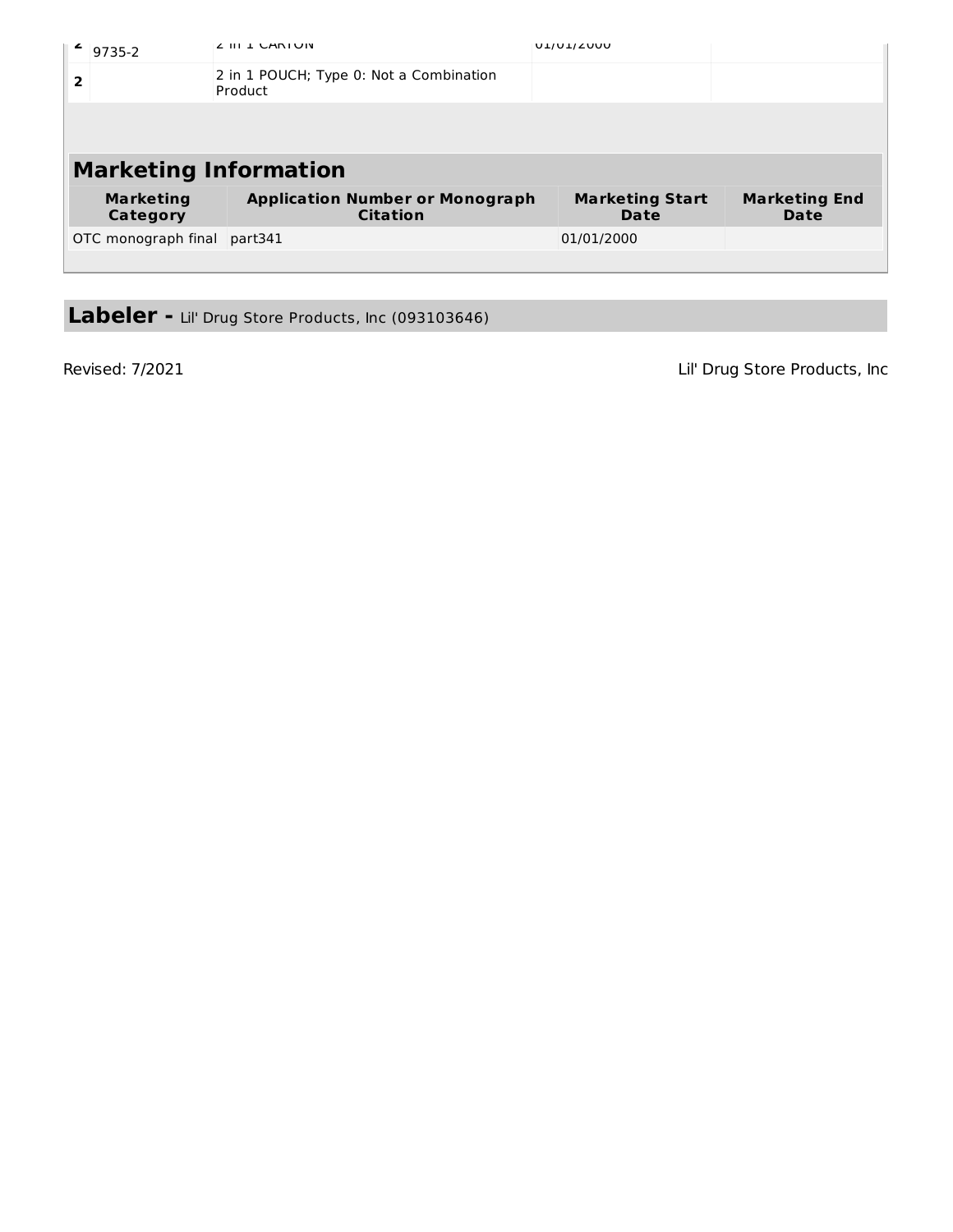| | | | | |
|---|---|---|---|---|
| 2 | 9735-2 | 2 in 1 CARTON | 01/01/2000 | |
| 2 | | 2 in 1 POUCH; Type 0: Not a Combination Product | | |

## Marketing Information

| Marketing Category | Application Number or Monograph Citation | Marketing Start Date | Marketing End Date |
|---|---|---|---|
| OTC monograph final | part341 | 01/01/2000 | |

## Labeler - Lil' Drug Store Products, Inc (093103646)

Revised: 7/2021

Lil' Drug Store Products, Inc